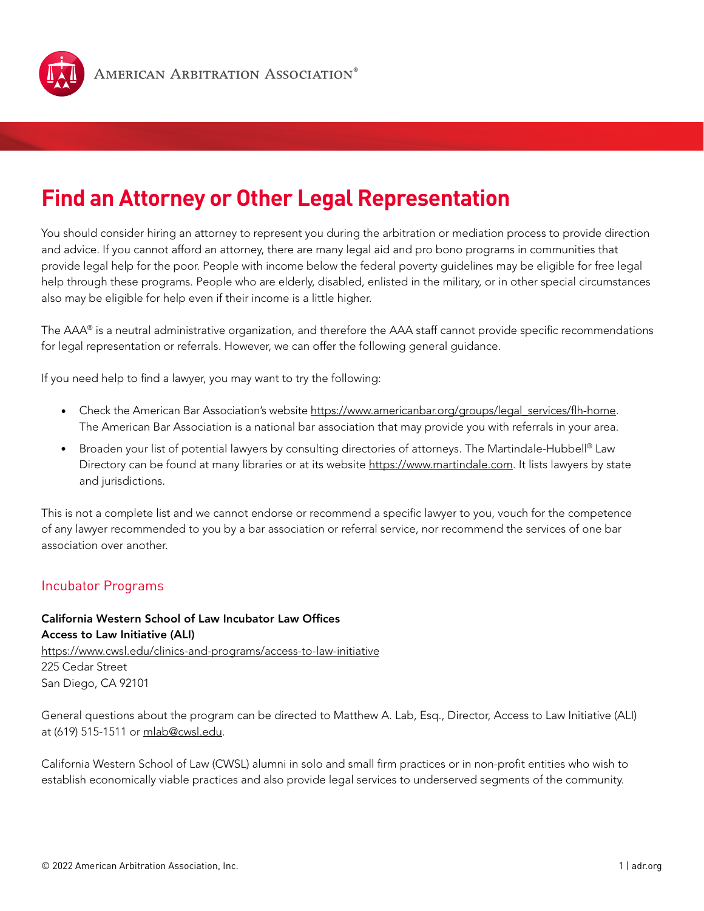AMERICAN ARBITRATION ASSOCIATION®

# Find an Attorney or Other Legal Representation

You should consider hiring an attorney to represent you during the arbitration or mediation process to provide direction and advice. If you cannot afford an attorney, there are many legal aid and pro bono programs in communities that provide legal help for the poor. People with income below the federal poverty guidelines may be eligible for free legal help through these programs. People who are elderly, disabled, enlisted in the military, or in other special circumstances also may be eligible for help even if their income is a little higher.

The AAA® is a neutral administrative organization, and therefore the AAA staff cannot provide specific recommendations for legal representation or referrals. However, we can offer the following general guidance.

If you need help to find a lawyer, you may want to try the following:

- Check the American Bar Association's website https://www.americanbar.org/groups/legal_services/flh-home. The American Bar Association is a national bar association that may provide you with referrals in your area.
- Broaden your list of potential lawyers by consulting directories of attorneys. The Martindale-Hubbell® Law Directory can be found at many libraries or at its website https://www.martindale.com. It lists lawyers by state and jurisdictions.

This is not a complete list and we cannot endorse or recommend a specific lawyer to you, vouch for the competence of any lawyer recommended to you by a bar association or referral service, nor recommend the services of one bar association over another.

## Incubator Programs

**California Western School of Law Incubator Law Offices**
**Access to Law Initiative (ALI)**
https://www.cwsl.edu/clinics-and-programs/access-to-law-initiative
225 Cedar Street
San Diego, CA 92101

General questions about the program can be directed to Matthew A. Lab, Esq., Director, Access to Law Initiative (ALI) at (619) 515-1511 or mlab@cwsl.edu.

California Western School of Law (CWSL) alumni in solo and small firm practices or in non-profit entities who wish to establish economically viable practices and also provide legal services to underserved segments of the community.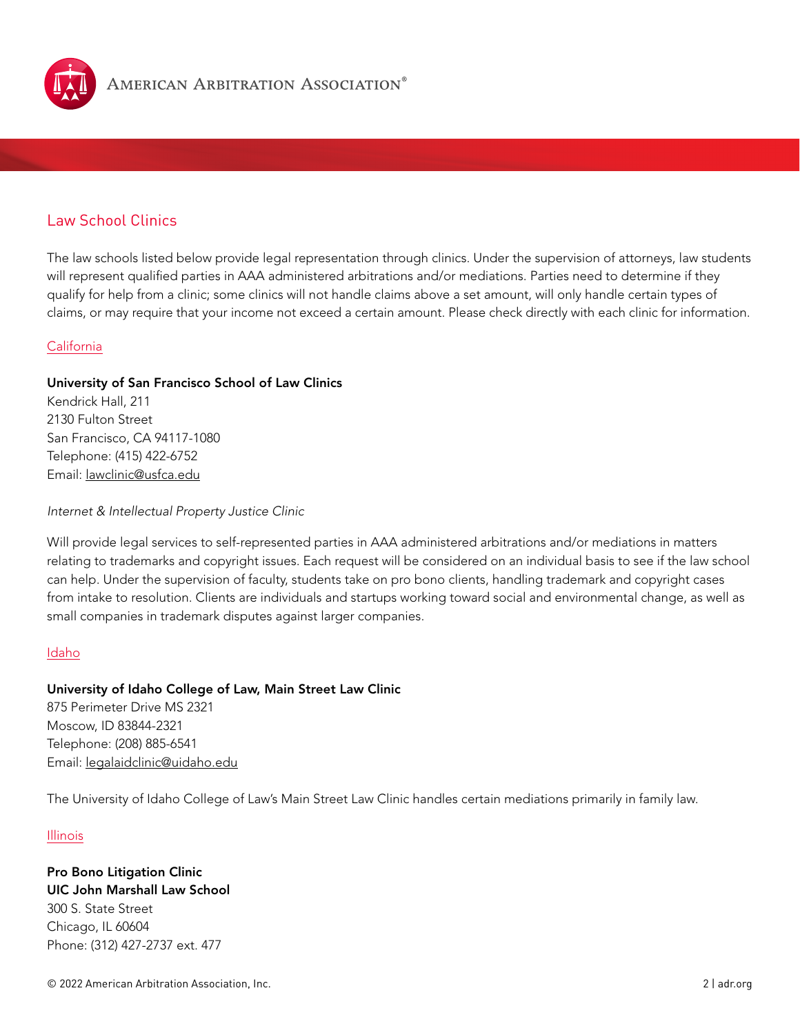## Law School Clinics

The law schools listed below provide legal representation through clinics. Under the supervision of attorneys, law students will represent qualified parties in AAA administered arbitrations and/or mediations. Parties need to determine if they qualify for help from a clinic; some clinics will not handle claims above a set amount, will only handle certain types of claims, or may require that your income not exceed a certain amount. Please check directly with each clinic for information.

### California

**University of San Francisco School of Law Clinics**
Kendrick Hall, 211
2130 Fulton Street
San Francisco, CA 94117-1080
Telephone: (415) 422-6752
Email: lawclinic@usfca.edu

*Internet & Intellectual Property Justice Clinic*

Will provide legal services to self-represented parties in AAA administered arbitrations and/or mediations in matters relating to trademarks and copyright issues. Each request will be considered on an individual basis to see if the law school can help. Under the supervision of faculty, students take on pro bono clients, handling trademark and copyright cases from intake to resolution. Clients are individuals and startups working toward social and environmental change, as well as small companies in trademark disputes against larger companies.

### Idaho

**University of Idaho College of Law, Main Street Law Clinic**
875 Perimeter Drive MS 2321
Moscow, ID 83844-2321
Telephone: (208) 885-6541
Email: legalaidclinic@uidaho.edu

The University of Idaho College of Law's Main Street Law Clinic handles certain mediations primarily in family law.

### Illinois

**Pro Bono Litigation Clinic**
**UIC John Marshall Law School**
300 S. State Street
Chicago, IL 60604
Phone: (312) 427-2737 ext. 477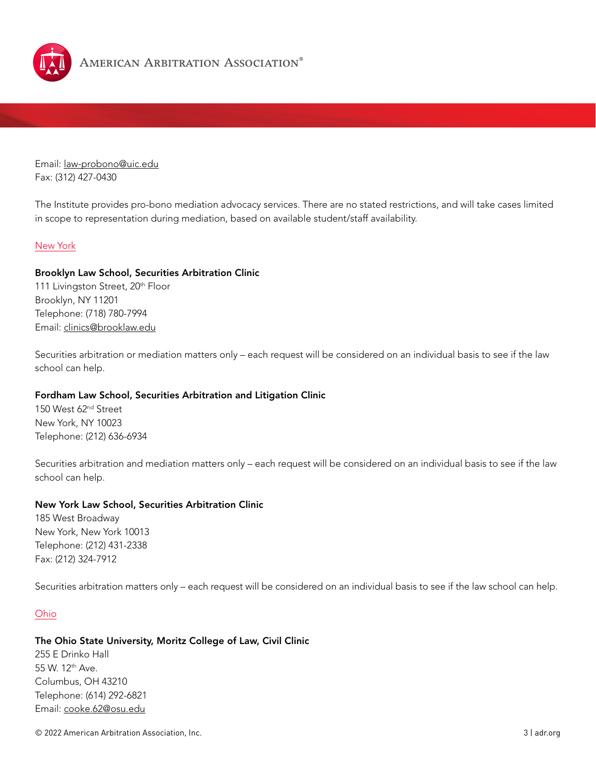Email: law-probono@uic.edu
Fax: (312) 427-0430

The Institute provides pro-bono mediation advocacy services. There are no stated restrictions, and will take cases limited in scope to representation during mediation, based on available student/staff availability.

## New York

**Brooklyn Law School, Securities Arbitration Clinic**
111 Livingston Street, 20th Floor
Brooklyn, NY 11201
Telephone: (718) 780-7994
Email: clinics@brooklaw.edu

Securities arbitration or mediation matters only – each request will be considered on an individual basis to see if the law school can help.

**Fordham Law School, Securities Arbitration and Litigation Clinic**
150 West 62nd Street
New York, NY 10023
Telephone: (212) 636-6934

Securities arbitration and mediation matters only – each request will be considered on an individual basis to see if the law school can help.

**New York Law School, Securities Arbitration Clinic**
185 West Broadway
New York, New York 10013
Telephone: (212) 431-2338
Fax: (212) 324-7912

Securities arbitration matters only – each request will be considered on an individual basis to see if the law school can help.

## Ohio

**The Ohio State University, Moritz College of Law, Civil Clinic**
255 E Drinko Hall
55 W. 12th Ave.
Columbus, OH 43210
Telephone: (614) 292-6821
Email: cooke.62@osu.edu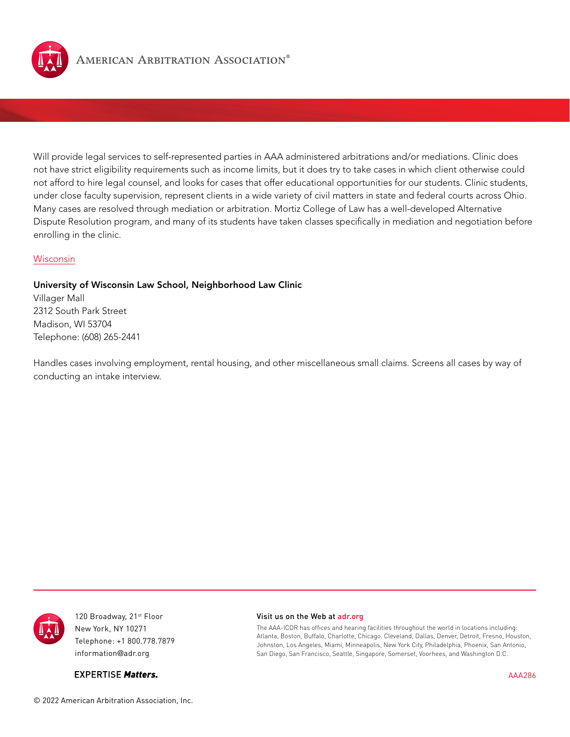Will provide legal services to self-represented parties in AAA administered arbitrations and/or mediations. Clinic does not have strict eligibility requirements such as income limits, but it does try to take cases in which client otherwise could not afford to hire legal counsel, and looks for cases that offer educational opportunities for our students. Clinic students, under close faculty supervision, represent clients in a wide variety of civil matters in state and federal courts across Ohio. Many cases are resolved through mediation or arbitration. Mortiz College of Law has a well-developed Alternative Dispute Resolution program, and many of its students have taken classes specifically in mediation and negotiation before enrolling in the clinic.

Wisconsin

**University of Wisconsin Law School, Neighborhood Law Clinic**
Villager Mall
2312 South Park Street
Madison, WI 53704
Telephone: (608) 265-2441

Handles cases involving employment, rental housing, and other miscellaneous small claims. Screens all cases by way of conducting an intake interview.

120 Broadway, 21st Floor
New York, NY 10271
Telephone: +1 800.778.7879
information@adr.org

EXPERTISE ***Matters.***

Visit us on the Web at adr.org

The AAA-ICDR has offices and hearing facilities throughout the world in locations including: Atlanta, Boston, Buffalo, Charlotte, Chicago. Cleveland, Dallas, Denver, Detroit, Fresno, Houston, Johnston, Los Angeles, Miami, Minneapolis, New York City, Philadelphia, Phoenix, San Antonio, San Diego, San Francisco, Seattle, Singapore, Somerset, Voorhees, and Washington D.C.

AAA286

© 2022 American Arbitration Association, Inc.